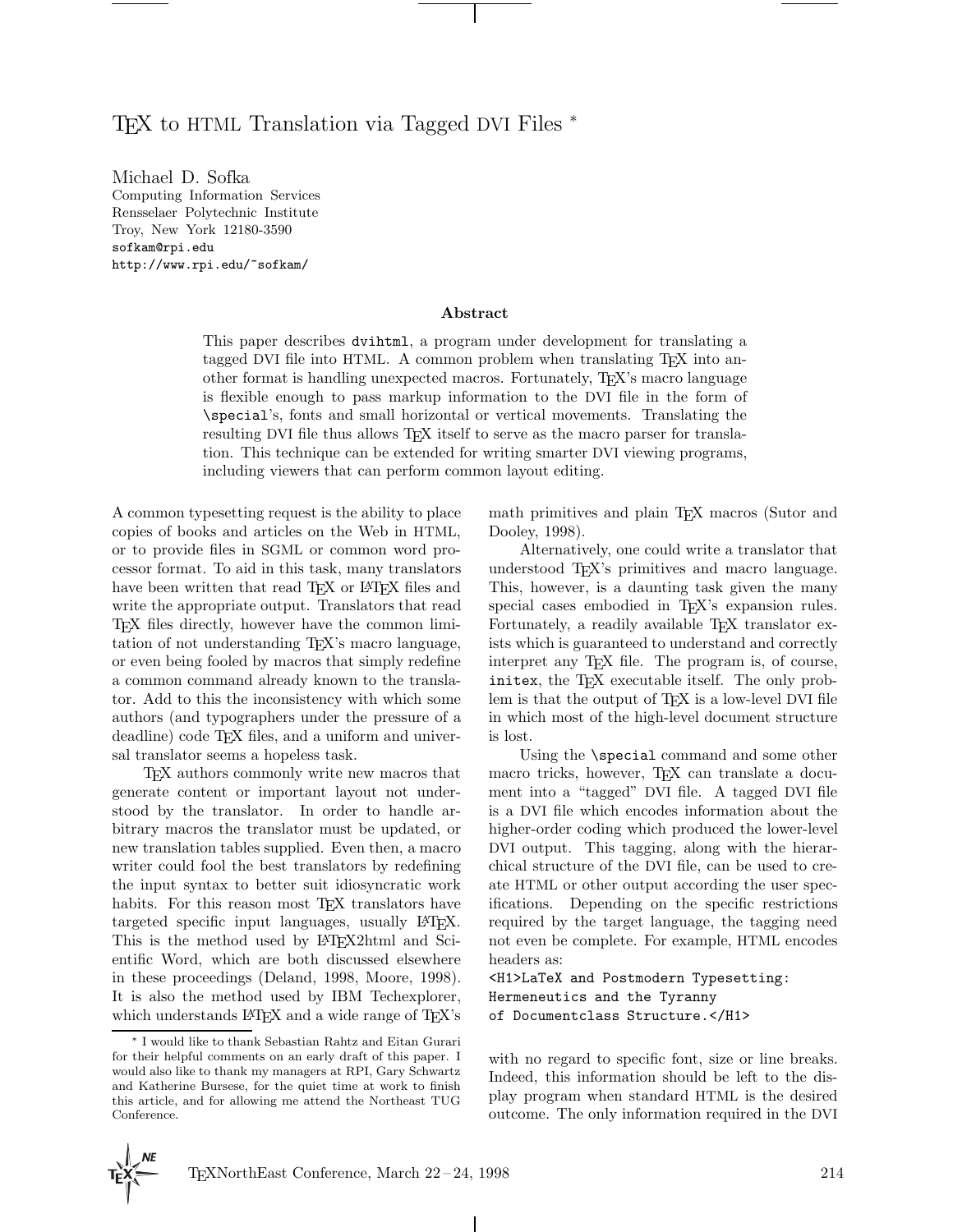# TeX to HTML Translation via Tagged DVI Files *

Michael D. Sofka
Computing Information Services
Rensselaer Polytechnic Institute
Troy, New York 12180-3590
sofkam@rpi.edu
http://www.rpi.edu/~sofkam/

### Abstract

This paper describes `dvihtml`, a program under development for translating a tagged DVI file into HTML. A common problem when translating TeX into another format is handling unexpected macros. Fortunately, TeX's macro language is flexible enough to pass markup information to the DVI file in the form of `\special`'s, fonts and small horizontal or vertical movements. Translating the resulting DVI file thus allows TeX itself to serve as the macro parser for translation. This technique can be extended for writing smarter DVI viewing programs, including viewers that can perform common layout editing.

A common typesetting request is the ability to place copies of books and articles on the Web in HTML, or to provide files in SGML or common word processor format. To aid in this task, many translators have been written that read TeX or LaTeX files and write the appropriate output. Translators that read TeX files directly, however have the common limitation of not understanding TeX's macro language, or even being fooled by macros that simply redefine a common command already known to the translator. Add to this the inconsistency with which some authors (and typographers under the pressure of a deadline) code TeX files, and a uniform and universal translator seems a hopeless task.

TeX authors commonly write new macros that generate content or important layout not understood by the translator. In order to handle arbitrary macros the translator must be updated, or new translation tables supplied. Even then, a macro writer could fool the best translators by redefining the input syntax to better suit idiosyncratic work habits. For this reason most TeX translators have targeted specific input languages, usually LaTeX. This is the method used by LaTeX2html and Scientific Word, which are both discussed elsewhere in these proceedings (Deland, 1998, Moore, 1998). It is also the method used by IBM Techexplorer, which understands LaTeX and a wide range of TeX's math primitives and plain TeX macros (Sutor and Dooley, 1998).

Alternatively, one could write a translator that understood TeX's primitives and macro language. This, however, is a daunting task given the many special cases embodied in TeX's expansion rules. Fortunately, a readily available TeX translator exists which is guaranteed to understand and correctly interpret any TeX file. The program is, of course, `initex`, the TeX executable itself. The only problem is that the output of TeX is a low-level DVI file in which most of the high-level document structure is lost.

Using the `\special` command and some other macro tricks, however, TeX can translate a document into a "tagged" DVI file. A tagged DVI file is a DVI file which encodes information about the higher-order coding which produced the lower-level DVI output. This tagging, along with the hierarchical structure of the DVI file, can be used to create HTML or other output according the user specifications. Depending on the specific restrictions required by the target language, the tagging need not even be complete. For example, HTML encodes headers as:

```
<H1>LaTeX and Postmodern Typesetting:
Hermeneutics and the Tyranny
of Documentclass Structure.</H1>
```

with no regard to specific font, size or line breaks. Indeed, this information should be left to the display program when standard HTML is the desired outcome. The only information required in the DVI

* I would like to thank Sebastian Rahtz and Eitan Gurari for their helpful comments on an early draft of this paper. I would also like to thank my managers at RPI, Gary Schwartz and Katherine Bursese, for the quiet time at work to finish this article, and for allowing me attend the Northeast TUG Conference.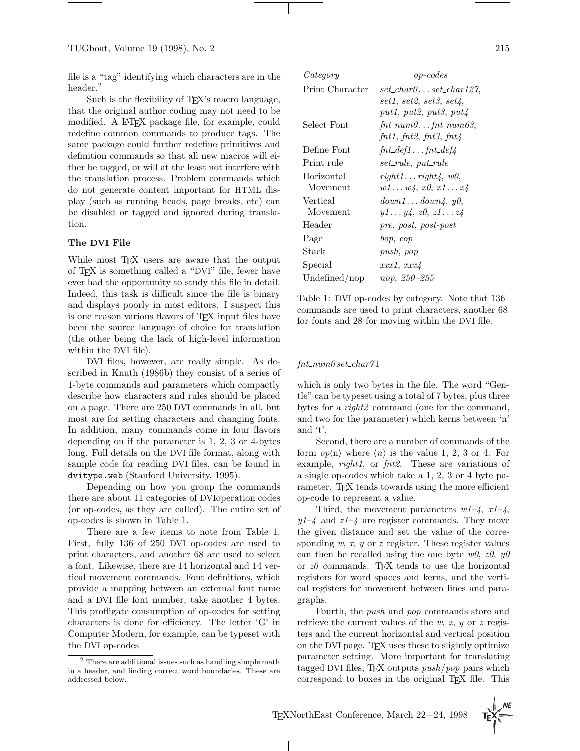file is a "tag" identifying which characters are in the header.[2]

Such is the flexibility of TEX's macro language, that the original author coding may not need to be modified. A LATEX package file, for example, could redefine common commands to produce tags. The same package could further redefine primitives and definition commands so that all new macros will either be tagged, or will at the least not interfere with the translation process. Problem commands which do not generate content important for HTML display (such as running heads, page breaks, etc) can be disabled or tagged and ignored during translation.

### The DVI File

While most TEX users are aware that the output of TEX is something called a "DVI" file, fewer have ever had the opportunity to study this file in detail. Indeed, this task is difficult since the file is binary and displays poorly in most editors. I suspect this is one reason various flavors of TEX input files have been the source language of choice for translation (the other being the lack of high-level information within the DVI file).

DVI files, however, are really simple. As described in Knuth (1986b) they consist of a series of 1-byte commands and parameters which compactly describe how characters and rules should be placed on a page. There are 250 DVI commands in all, but most are for setting characters and changing fonts. In addition, many commands come in four flavors depending on if the parameter is 1, 2, 3 or 4-bytes long. Full details on the DVI file format, along with sample code for reading DVI files, can be found in `dvitype.web` (Stanford University, 1995).

Depending on how you group the commands there are about 11 categories of DVIoperation codes (or op-codes, as they are called). The entire set of op-codes is shown in Table 1.

There are a few items to note from Table 1. First, fully 136 of 250 DVI op-codes are used to print characters, and another 68 are used to select a font. Likewise, there are 14 horizontal and 14 vertical movement commands. Font definitions, which provide a mapping between an external font name and a DVI file font number, take another 4 bytes. This profligate consumption of op-codes for setting characters is done for efficiency. The letter 'G' in Computer Modern, for example, can be typeset with the DVI op-codes

| *Category* | *op-codes* |
|---|---|
| Print Character | *set_char0 ... set_char127*, *set1*, *set2*, *set3*, *set4*, *put1*, *put2*, *put3*, *put4* |
| Select Font | *fnt_num0 ... fnt_num63*, *fnt1*, *fnt2*, *fnt3*, *fnt4* |
| Define Font | *fnt_def1 ... fnt_def4* |
| Print rule | *set_rule*, *put_rule* |
| Horizontal Movement | *right1 ... right4*, *w0*, *w1 ... w4*, *x0*, *x1 ... x4* |
| Vertical Movement | *down1 ... down4*, *y0*, *y1 ... y4*, *z0*, *z1 ... z4* |
| Header | *pre*, *post*, *post-post* |
| Page | *bop*, *eop* |
| Stack | *push*, *pop* |
| Special | *xxx1*, *xxx4* |
| Undefined/nop | *nop*, *250–255* |

Table 1: DVI op-codes by category. Note that 136 commands are used to print characters, another 68 for fonts and 28 for moving within the DVI file.

*fnt_num0 set_char71*

which is only two bytes in the file. The word "Gentle" can be typeset using a total of 7 bytes, plus three bytes for a *right2* command (one for the command, and two for the parameter) which kerns between 'n' and 't'.

Second, there are a number of commands of the form $op\langle n\rangle$ where $\langle n\rangle$ is the value 1, 2, 3 or 4. For example, *right1*, or *fnt2*. These are variations of a single op-codes which take a 1, 2, 3 or 4 byte parameter. TEX tends towards using the more efficient op-code to represent a value.

Third, the movement parameters *w1–4*, *x1–4*, *y1–4* and *z1–4* are register commands. They move the given distance and set the value of the corresponding *w*, *x*, *y* or *z* register. These register values can then be recalled using the one byte *w0*, *z0*, *y0* or *z0* commands. TEX tends to use the horizontal registers for word spaces and kerns, and the vertical registers for movement between lines and paragraphs.

Fourth, the *push* and *pop* commands store and retrieve the current values of the *w*, *x*, *y* or *z* registers and the current horizontal and vertical position on the DVI page. TEX uses these to slightly optimize parameter setting. More important for translating tagged DVI files, TEX outputs *push*/*pop* pairs which correspond to boxes in the original TEX file. This

[2] There are additional issues such as handling simple math in a header, and finding correct word boundaries. These are addressed below.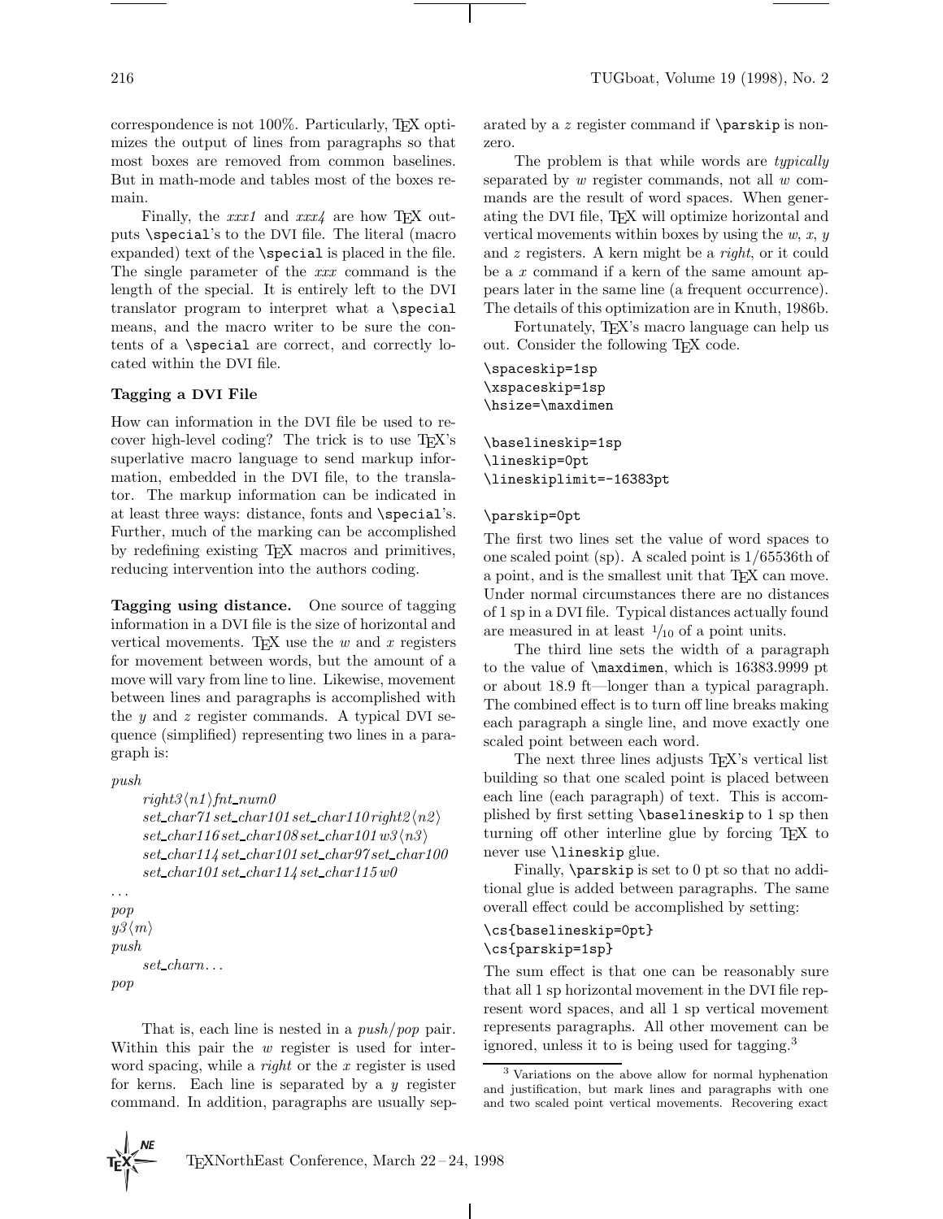correspondence is not 100%. Particularly, TeX optimizes the output of lines from paragraphs so that most boxes are removed from common baselines. But in math-mode and tables most of the boxes remain.

Finally, the *xxx1* and *xxx4* are how TeX outputs `\special`'s to the DVI file. The literal (macro expanded) text of the `\special` is placed in the file. The single parameter of the *xxx* command is the length of the special. It is entirely left to the DVI translator program to interpret what a `\special` means, and the macro writer to be sure the contents of a `\special` are correct, and correctly located within the DVI file.

### Tagging a DVI File

How can information in the DVI file be used to recover high-level coding? The trick is to use TeX's superlative macro language to send markup information, embedded in the DVI file, to the translator. The markup information can be indicated in at least three ways: distance, fonts and `\special`'s. Further, much of the marking can be accomplished by redefining existing TeX macros and primitives, reducing intervention into the authors coding.

**Tagging using distance.** One source of tagging information in a DVI file is the size of horizontal and vertical movements. TeX use the *w* and *x* registers for movement between words, but the amount of a move will vary from line to line. Likewise, movement between lines and paragraphs is accomplished with the *y* and *z* register commands. A typical DVI sequence (simplified) representing two lines in a paragraph is:

```
push
    right3⟨n1⟩ fnt_num0
    set_char71 set_char101 set_char110 right2⟨n2⟩
    set_char116 set_char108 set_char101 w3⟨n3⟩
    set_char114 set_char101 set_char97 set_char100
    set_char101 set_char114 set_char115 w0
...
pop
y3⟨m⟩
push
    set_charn...
pop
```

That is, each line is nested in a *push*/*pop* pair. Within this pair the *w* register is used for inter-word spacing, while a *right* or the *x* register is used for kerns. Each line is separated by a *y* register command. In addition, paragraphs are usually separated by a *z* register command if `\parskip` is nonzero.

The problem is that while words are *typically* separated by *w* register commands, not all *w* commands are the result of word spaces. When generating the DVI file, TeX will optimize horizontal and vertical movements within boxes by using the *w*, *x*, *y* and *z* registers. A kern might be a *right*, or it could be a *x* command if a kern of the same amount appears later in the same line (a frequent occurrence). The details of this optimization are in Knuth, 1986b.

Fortunately, TeX's macro language can help us out. Consider the following TeX code.

```
\spaceskip=1sp
\xspaceskip=1sp
\hsize=\maxdimen

\baselineskip=1sp
\lineskip=0pt
\lineskiplimit=-16383pt

\parskip=0pt
```

The first two lines set the value of word spaces to one scaled point (sp). A scaled point is 1/65536th of a point, and is the smallest unit that TeX can move. Under normal circumstances there are no distances of 1 sp in a DVI file. Typical distances actually found are measured in at least $^1/_{10}$ of a point units.

The third line sets the width of a paragraph to the value of `\maxdimen`, which is 16383.9999 pt or about 18.9 ft—longer than a typical paragraph. The combined effect is to turn off line breaks making each paragraph a single line, and move exactly one scaled point between each word.

The next three lines adjusts TeX's vertical list building so that one scaled point is placed between each line (each paragraph) of text. This is accomplished by first setting `\baselineskip` to 1 sp then turning off other interline glue by forcing TeX to never use `\lineskip` glue.

Finally, `\parskip` is set to 0 pt so that no additional glue is added between paragraphs. The same overall effect could be accomplished by setting:

```
\cs{baselineskip=0pt}
\cs{parskip=1sp}
```

The sum effect is that one can be reasonably sure that all 1 sp horizontal movement in the DVI file represent word spaces, and all 1 sp vertical movement represents paragraphs. All other movement can be ignored, unless it to is being used for tagging.[3]

[3] Variations on the above allow for normal hyphenation and justification, but mark lines and paragraphs with one and two scaled point vertical movements. Recovering exact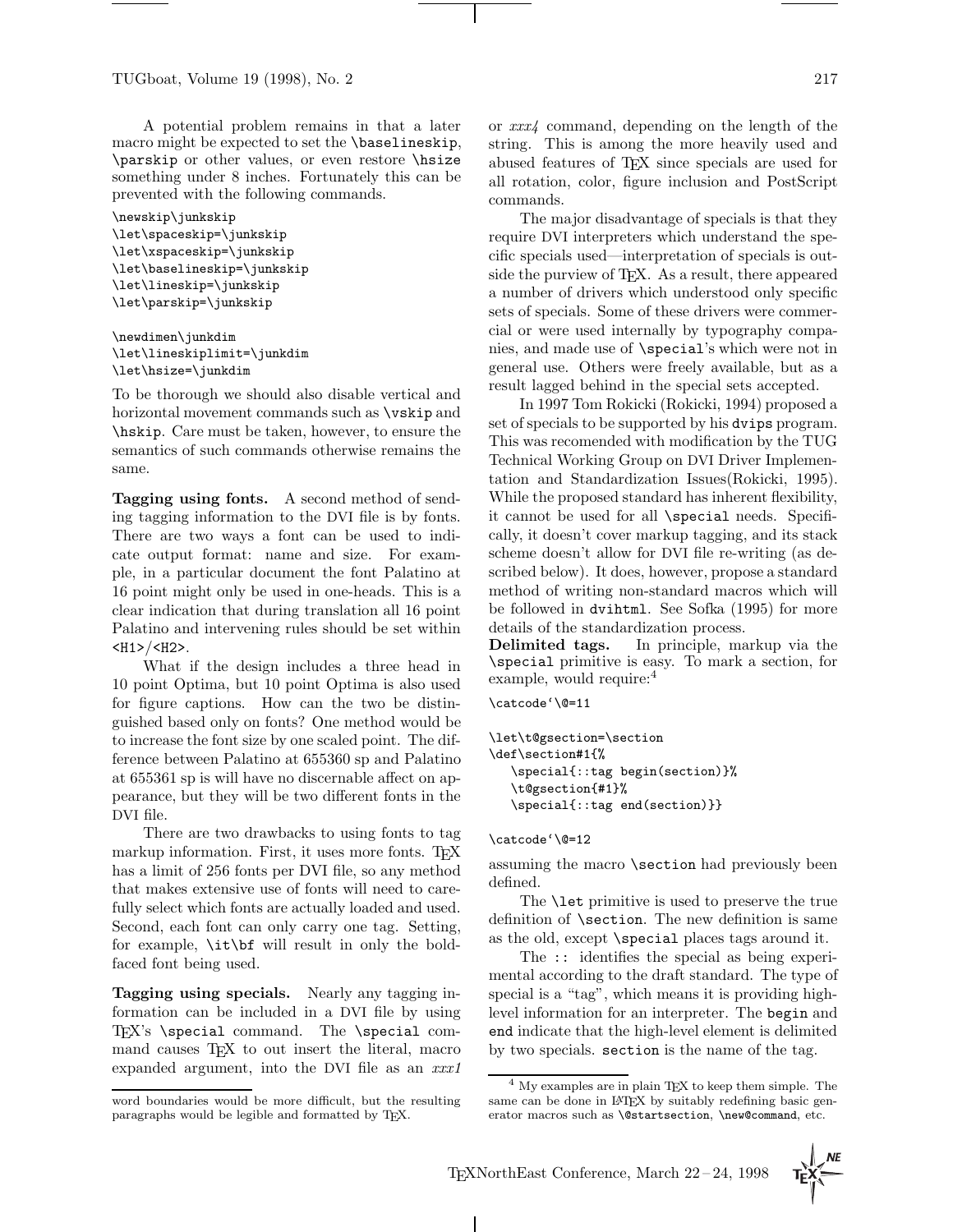A potential problem remains in that a later macro might be expected to set the `\baselineskip`, `\parskip` or other values, or even restore `\hsize` something under 8 inches. Fortunately this can be prevented with the following commands.

```
\newskip\junkskip
\let\spaceskip=\junkskip
\let\xspaceskip=\junkskip
\let\baselineskip=\junkskip
\let\lineskip=\junkskip
\let\parskip=\junkskip

\newdimen\junkdim
\let\lineskiplimit=\junkdim
\let\hsize=\junkdim
```

To be thorough we should also disable vertical and horizontal movement commands such as `\vskip` and `\hskip`. Care must be taken, however, to ensure the semantics of such commands otherwise remains the same.

**Tagging using fonts.** A second method of sending tagging information to the DVI file is by fonts. There are two ways a font can be used to indicate output format: name and size. For example, in a particular document the font Palatino at 16 point might only be used in one-heads. This is a clear indication that during translation all 16 point Palatino and intervening rules should be set within `<H1>/<H2>`.

What if the design includes a three head in 10 point Optima, but 10 point Optima is also used for figure captions. How can the two be distinguished based only on fonts? One method would be to increase the font size by one scaled point. The difference between Palatino at 655360 sp and Palatino at 655361 sp is will have no discernable affect on appearance, but they will be two different fonts in the DVI file.

There are two drawbacks to using fonts to tag markup information. First, it uses more fonts. TeX has a limit of 256 fonts per DVI file, so any method that makes extensive use of fonts will need to carefully select which fonts are actually loaded and used. Second, each font can only carry one tag. Setting, for example, `\it\bf` will result in only the boldfaced font being used.

**Tagging using specials.** Nearly any tagging information can be included in a DVI file by using TeX's `\special` command. The `\special` command causes TeX to out insert the literal, macro expanded argument, into the DVI file as an *xxx1* or *xxx4* command, depending on the length of the string. This is among the more heavily used and abused features of TeX since specials are used for all rotation, color, figure inclusion and PostScript commands.

The major disadvantage of specials is that they require DVI interpreters which understand the specific specials used—interpretation of specials is outside the purview of TeX. As a result, there appeared a number of drivers which understood only specific sets of specials. Some of these drivers were commercial or were used internally by typography companies, and made use of `\special`'s which were not in general use. Others were freely available, but as a result lagged behind in the special sets accepted.

In 1997 Tom Rokicki (Rokicki, 1994) proposed a set of specials to be supported by his `dvips` program. This was recomended with modification by the TUG Technical Working Group on DVI Driver Implementation and Standardization Issues(Rokicki, 1995). While the proposed standard has inherent flexibility, it cannot be used for all `\special` needs. Specifically, it doesn't cover markup tagging, and its stack scheme doesn't allow for DVI file re-writing (as described below). It does, however, propose a standard method of writing non-standard macros which will be followed in `dvihtml`. See Sofka (1995) for more details of the standardization process.

**Delimited tags.** In principle, markup via the `\special` primitive is easy. To mark a section, for example, would require:[4]

```
\catcode`\@=11

\let\t@gsection=\section
\def\section#1{%
   \special{::tag begin(section)}%
   \t@gsection{#1}%
   \special{::tag end(section)}}

\catcode`\@=12
```

assuming the macro `\section` had previously been defined.

The `\let` primitive is used to preserve the true definition of `\section`. The new definition is same as the old, except `\special` places tags around it.

The `::` identifies the special as being experimental according to the draft standard. The type of special is a "tag", which means it is providing high-level information for an interpreter. The `begin` and `end` indicate that the high-level element is delimited by two specials. `section` is the name of the tag.

word boundaries would be more difficult, but the resulting paragraphs would be legible and formatted by TeX.

[4] My examples are in plain TeX to keep them simple. The same can be done in LaTeX by suitably redefining basic generator macros such as `\@startsection`, `\new@command`, etc.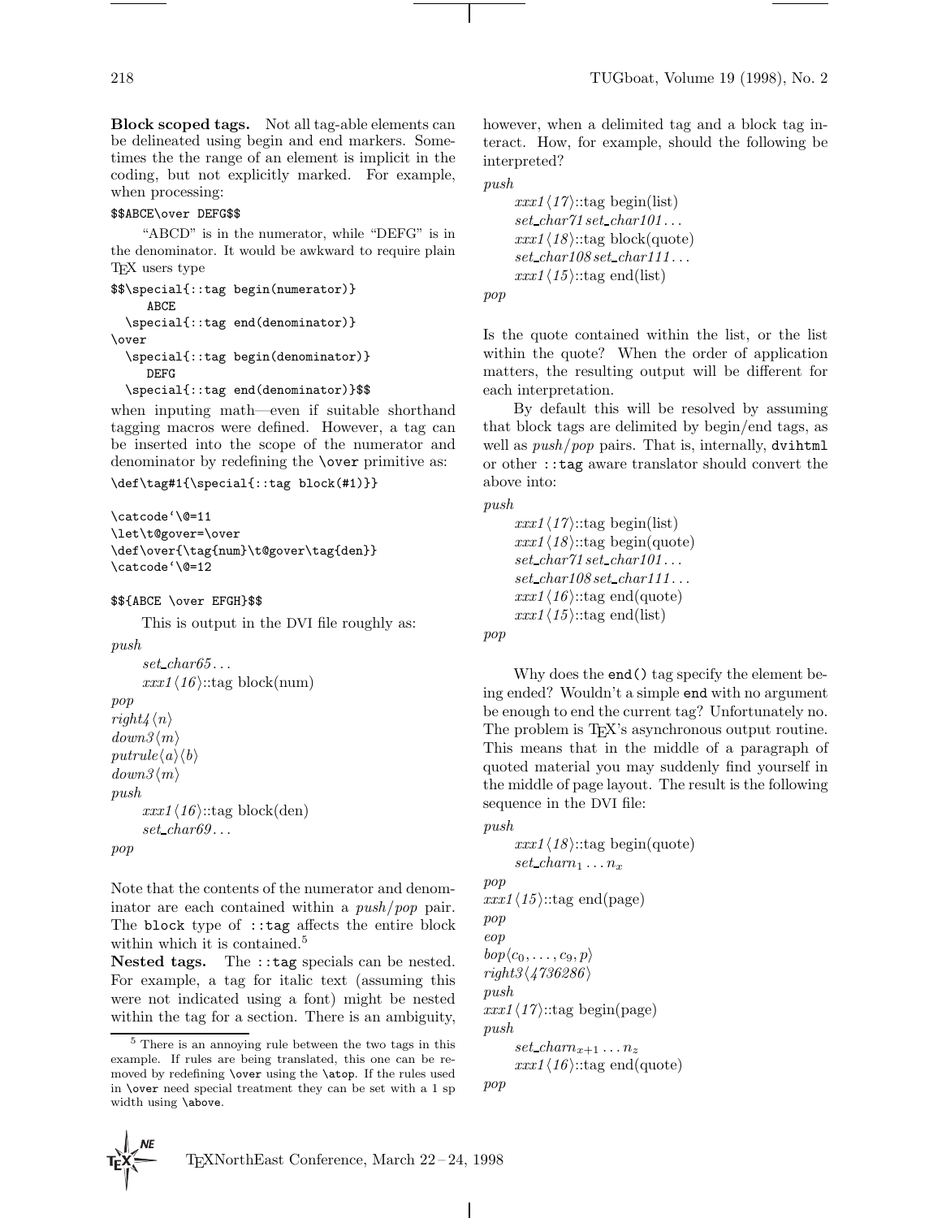**Block scoped tags.** Not all tag-able elements can be delineated using begin and end markers. Sometimes the the range of an element is implicit in the coding, but not explicitly marked. For example, when processing:

```
$$ABCE\over DEFG$$
```

"ABCD" is in the numerator, while "DEFG" is in the denominator. It would be awkward to require plain TEX users type

```
$$\special{::tag begin(numerator)}
     ABCE
  \special{::tag end(denominator)}
\over
  \special{::tag begin(denominator)}
     DEFG
  \special{::tag end(denominator)}$$
```

when inputing math—even if suitable shorthand tagging macros were defined. However, a tag can be inserted into the scope of the numerator and denominator by redefining the `\over` primitive as:

```
\def\tag#1{\special{::tag block(#1)}}

\catcode`\@=11
\let\t@gover=\over
\def\over{\tag{num}\t@gover\tag{den}}
\catcode`\@=12

$${ABCE \over EFGH}$$
```

This is output in the DVI file roughly as:

*push*
  *set_char65*...
  *xxx1*⟨*16*⟩::tag block(num)
*pop*
*right4*⟨*n*⟩
*down3*⟨*m*⟩
*putrule*⟨*a*⟩⟨*b*⟩
*down3*⟨*m*⟩
*push*
  *xxx1*⟨*16*⟩::tag block(den)
  *set_char69*...
*pop*

Note that the contents of the numerator and denominator are each contained within a *push*/*pop* pair. The `block` type of `::tag` affects the entire block within which it is contained.[5]

**Nested tags.** The `::tag` specials can be nested. For example, a tag for italic text (assuming this were not indicated using a font) might be nested within the tag for a section. There is an ambiguity, however, when a delimited tag and a block tag interact. How, for example, should the following be interpreted?

*push*
  *xxx1*⟨*17*⟩::tag begin(list)
  *set_char71 set_char101*...
  *xxx1*⟨*18*⟩::tag block(quote)
  *set_char108 set_char111*...
  *xxx1*⟨*15*⟩::tag end(list)
*pop*

Is the quote contained within the list, or the list within the quote? When the order of application matters, the resulting output will be different for each interpretation.

By default this will be resolved by assuming that block tags are delimited by begin/end tags, as well as *push*/*pop* pairs. That is, internally, `dvihtml` or other `::tag` aware translator should convert the above into:

*push*
  *xxx1*⟨*17*⟩::tag begin(list)
  *xxx1*⟨*18*⟩::tag begin(quote)
  *set_char71 set_char101*...
  *set_char108 set_char111*...
  *xxx1*⟨*16*⟩::tag end(quote)
  *xxx1*⟨*15*⟩::tag end(list)
*pop*

Why does the `end()` tag specify the element being ended? Wouldn't a simple `end` with no argument be enough to end the current tag? Unfortunately no. The problem is TEX's asynchronous output routine. This means that in the middle of a paragraph of quoted material you may suddenly find yourself in the middle of page layout. The result is the following sequence in the DVI file:

*push*
  *xxx1*⟨*18*⟩::tag begin(quote)
  *set_char*$n_1 \ldots n_x$
*pop*
*xxx1*⟨*15*⟩::tag end(page)
*pop*
*eop*
*bop*⟨$c_0, \ldots, c_9, p$⟩
*right3*⟨*4736286*⟩
*push*
*xxx1*⟨*17*⟩::tag begin(page)
*push*
  *set_char*$n_{x+1} \ldots n_z$
  *xxx1*⟨*16*⟩::tag end(quote)
*pop*

[5] There is an annoying rule between the two tags in this example. If rules are being translated, this one can be removed by redefining `\over` using the `\atop`. If the rules used in `\over` need special treatment they can be set with a 1 sp width using `\above`.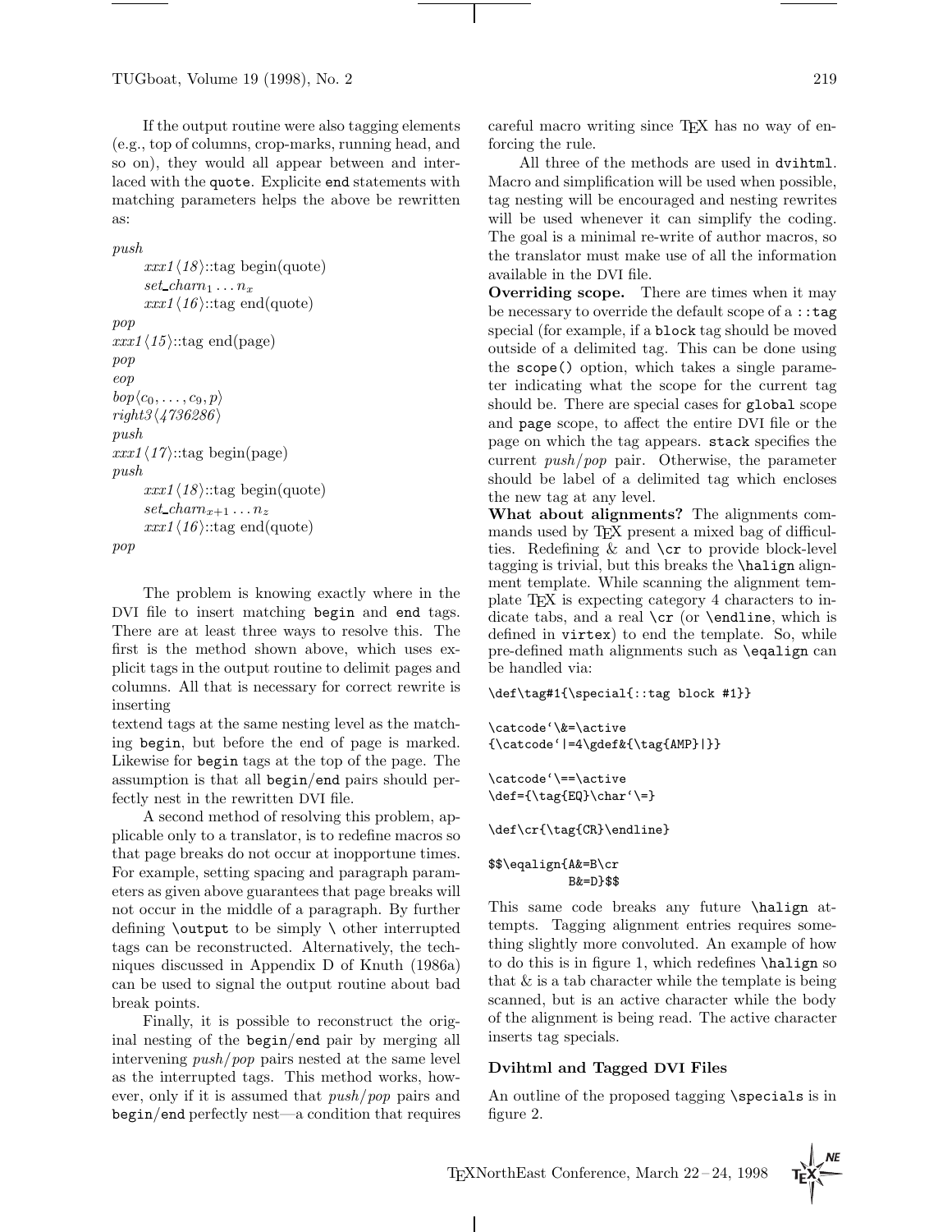If the output routine were also tagging elements (e.g., top of columns, crop-marks, running head, and so on), they would all appear between and interlaced with the quote. Explicite end statements with matching parameters helps the above be rewritten as:

*push*
&nbsp;&nbsp;&nbsp;&nbsp;*xxx1* ⟨*18*⟩::tag begin(quote)
&nbsp;&nbsp;&nbsp;&nbsp;*set_char* $n_1 \ldots n_x$
&nbsp;&nbsp;&nbsp;&nbsp;*xxx1* ⟨*16*⟩::tag end(quote)
*pop*
*xxx1* ⟨*15*⟩::tag end(page)
*pop*
*eop*
*bop* $\langle c_0, \ldots, c_9, p \rangle$
*right3* ⟨*4736286*⟩
*push*
*xxx1* ⟨*17*⟩::tag begin(page)
*push*
&nbsp;&nbsp;&nbsp;&nbsp;*xxx1* ⟨*18*⟩::tag begin(quote)
&nbsp;&nbsp;&nbsp;&nbsp;*set_char* $n_{x+1} \ldots n_z$
&nbsp;&nbsp;&nbsp;&nbsp;*xxx1* ⟨*16*⟩::tag end(quote)
*pop*

The problem is knowing exactly where in the DVI file to insert matching begin and end tags. There are at least three ways to resolve this. The first is the method shown above, which uses explicit tags in the output routine to delimit pages and columns. All that is necessary for correct rewrite is inserting
textend tags at the same nesting level as the matching begin, but before the end of page is marked. Likewise for begin tags at the top of the page. The assumption is that all begin/end pairs should perfectly nest in the rewritten DVI file.

A second method of resolving this problem, applicable only to a translator, is to redefine macros so that page breaks do not occur at inopportune times. For example, setting spacing and paragraph parameters as given above guarantees that page breaks will not occur in the middle of a paragraph. By further defining \output to be simply \ other interrupted tags can be reconstructed. Alternatively, the techniques discussed in Appendix D of Knuth (1986a) can be used to signal the output routine about bad break points.

Finally, it is possible to reconstruct the original nesting of the begin/end pair by merging all intervening *push*/*pop* pairs nested at the same level as the interrupted tags. This method works, however, only if it is assumed that *push*/*pop* pairs and begin/end perfectly nest—a condition that requires careful macro writing since TeX has no way of enforcing the rule.

All three of the methods are used in dvihtml. Macro and simplification will be used when possible, tag nesting will be encouraged and nesting rewrites will be used whenever it can simplify the coding. The goal is a minimal re-write of author macros, so the translator must make use of all the information available in the DVI file.

**Overriding scope.** There are times when it may be necessary to override the default scope of a ::tag special (for example, if a block tag should be moved outside of a delimited tag. This can be done using the scope() option, which takes a single parameter indicating what the scope for the current tag should be. There are special cases for global scope and page scope, to affect the entire DVI file or the page on which the tag appears. stack specifies the current *push*/*pop* pair. Otherwise, the parameter should be label of a delimited tag which encloses the new tag at any level.

**What about alignments?** The alignments commands used by TeX present a mixed bag of difficulties. Redefining & and \cr to provide block-level tagging is trivial, but this breaks the \halign alignment template. While scanning the alignment template TeX is expecting category 4 characters to indicate tabs, and a real \cr (or \endline, which is defined in virtex) to end the template. So, while pre-defined math alignments such as \eqalign can be handled via:

```
\def\tag#1{\special{::tag block #1}}

\catcode`\&=\active
{\catcode`|=4\gdef&{\tag{AMP}|}}

\catcode`\==\active
\def={\tag{EQ}\char`\=}

\def\cr{\tag{CR}\endline}

$$\eqalign{A&=B\cr
          B&=D}$$
```

This same code breaks any future \halign attempts. Tagging alignment entries requires something slightly more convoluted. An example of how to do this is in figure 1, which redefines \halign so that & is a tab character while the template is being scanned, but is an active character while the body of the alignment is being read. The active character inserts tag specials.

### Dvihtml and Tagged DVI Files

An outline of the proposed tagging \specials is in figure 2.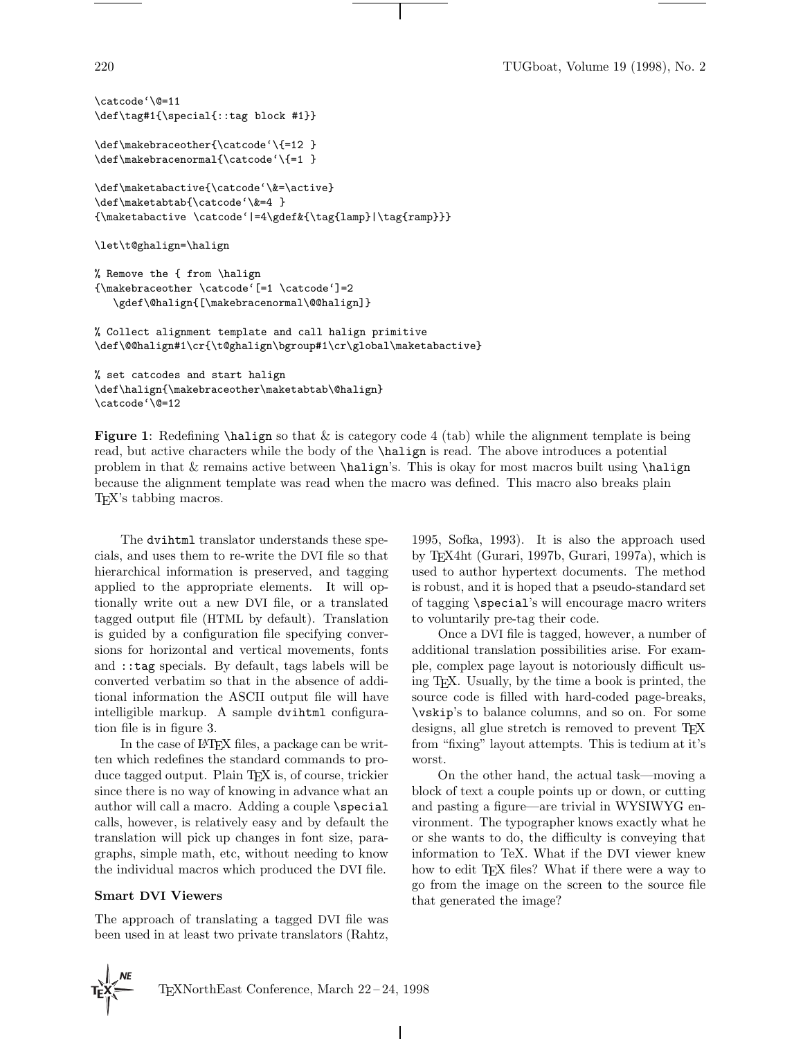```
\catcode`\@=11
\def\tag#1{\special{::tag block #1}}

\def\makebraceother{\catcode`\{=12 }
\def\makebracenormal{\catcode`\{=1 }

\def\maketabactive{\catcode`\&=\active}
\def\maketabtab{\catcode`\&=4 }
{\maketabactive \catcode`|=4\gdef&{\tag{lamp}|\tag{ramp}}}

\let\t@ghalign=\halign

% Remove the { from \halign
{\makebraceother \catcode`[=1 \catcode`]=2
   \gdef\@halign{[\makebracenormal\@@halign]}

% Collect alignment template and call halign primitive
\def\@@halign#1\cr{\t@ghalign\bgroup#1\cr\global\maketabactive}

% set catcodes and start halign
\def\halign{\makebraceother\maketabtab\@halign}
\catcode`\@=12
```

**Figure 1**: Redefining `\halign` so that & is category code 4 (tab) while the alignment template is being read, but active characters while the body of the `\halign` is read. The above introduces a potential problem in that & remains active between `\halign`'s. This is okay for most macros built using `\halign` because the alignment template was read when the macro was defined. This macro also breaks plain TeX's tabbing macros.

The `dvihtml` translator understands these specials, and uses them to re-write the DVI file so that hierarchical information is preserved, and tagging applied to the appropriate elements. It will optionally write out a new DVI file, or a translated tagged output file (HTML by default). Translation is guided by a configuration file specifying conversions for horizontal and vertical movements, fonts and `::tag` specials. By default, tags labels will be converted verbatim so that in the absence of additional information the ASCII output file will have intelligible markup. A sample `dvihtml` configuration file is in figure 3.

In the case of LaTeX files, a package can be written which redefines the standard commands to produce tagged output. Plain TeX is, of course, trickier since there is no way of knowing in advance what an author will call a macro. Adding a couple `\special` calls, however, is relatively easy and by default the translation will pick up changes in font size, paragraphs, simple math, etc, without needing to know the individual macros which produced the DVI file.

### Smart DVI Viewers

The approach of translating a tagged DVI file was been used in at least two private translators (Rahtz, 1995, Sofka, 1993). It is also the approach used by TeX4ht (Gurari, 1997b, Gurari, 1997a), which is used to author hypertext documents. The method is robust, and it is hoped that a pseudo-standard set of tagging `\special`'s will encourage macro writers to voluntarily pre-tag their code.

Once a DVI file is tagged, however, a number of additional translation possibilities arise. For example, complex page layout is notoriously difficult using TeX. Usually, by the time a book is printed, the source code is filled with hard-coded page-breaks, `\vskip`'s to balance columns, and so on. For some designs, all glue stretch is removed to prevent TeX from "fixing" layout attempts. This is tedium at it's worst.

On the other hand, the actual task—moving a block of text a couple points up or down, or cutting and pasting a figure—are trivial in WYSIWYG environment. The typographer knows exactly what he or she wants to do, the difficulty is conveying that information to TeX. What if the DVI viewer knew how to edit TeX files? What if there were a way to go from the image on the screen to the source file that generated the image?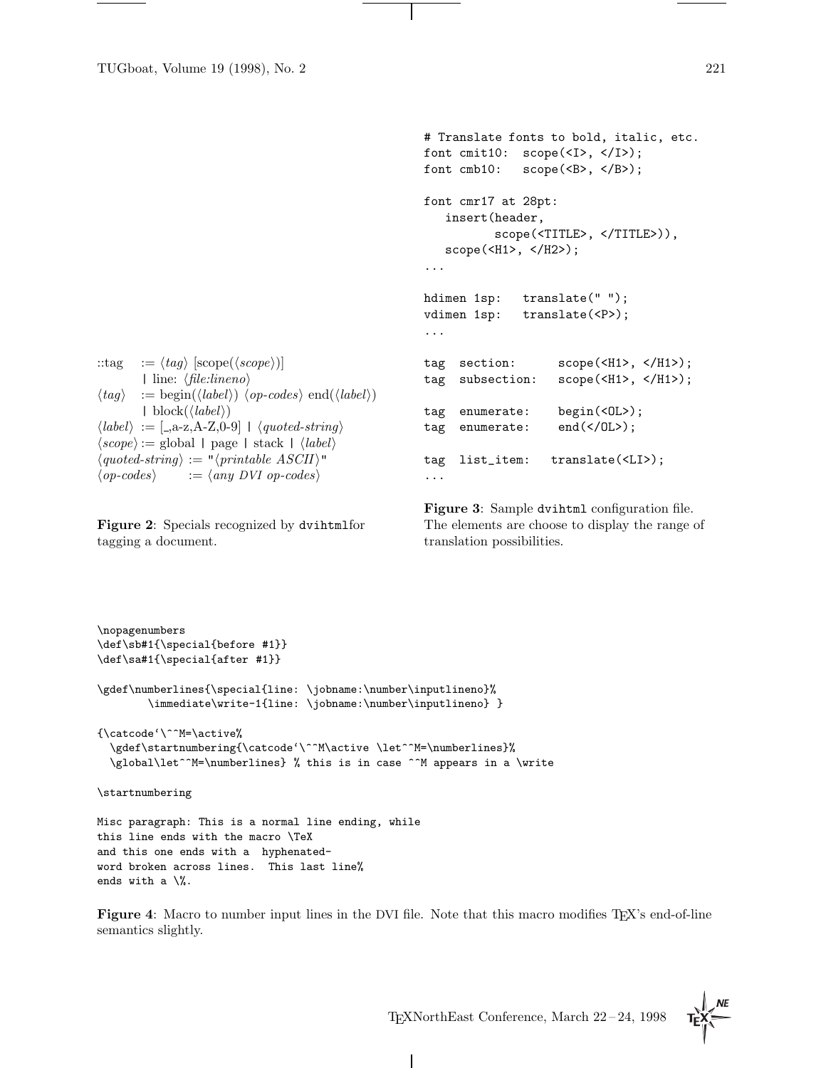::tag := ⟨*tag*⟩ [scope(⟨*scope*⟩)]
  | line: ⟨*file:lineno*⟩
⟨*tag*⟩ := begin(⟨*label*⟩) ⟨*op-codes*⟩ end(⟨*label*⟩)
  | block(⟨*label*⟩)
⟨*label*⟩ := [_,a-z,A-Z,0-9] | ⟨*quoted-string*⟩
⟨*scope*⟩ := global | page | stack | ⟨*label*⟩
⟨*quoted-string*⟩ := "⟨*printable ASCII*⟩"
⟨*op-codes*⟩ := ⟨*any DVI op-codes*⟩

**Figure 2**: Specials recognized by `dvihtml`for tagging a document.

```
# Translate fonts to bold, italic, etc.
font cmit10:  scope(<I>, </I>);
font cmb10:   scope(<B>, </B>);

font cmr17 at 28pt:
   insert(header,
          scope(<TITLE>, </TITLE>)),
   scope(<H1>, </H2>);
...

hdimen 1sp:   translate(" ");
vdimen 1sp:   translate(<P>);
...

tag  section:      scope(<H1>, </H1>);
tag  subsection:   scope(<H1>, </H1>);

tag  enumerate:    begin(<OL>);
tag  enumerate:    end(</OL>);

tag  list_item:   translate(<LI>);
...
```

**Figure 3**: Sample `dvihtml` configuration file. The elements are choose to display the range of translation possibilities.

```
\nopagenumbers
\def\sb#1{\special{before #1}}
\def\sa#1{\special{after #1}}

\gdef\numberlines{\special{line: \jobname:\number\inputlineno}%
        \immediate\write-1{line: \jobname:\number\inputlineno} }

{\catcode`\^^M=\active%
  \gdef\startnumbering{\catcode`\^^M\active \let^^M=\numberlines}%
  \global\let^^M=\numberlines} % this is in case ^^M appears in a \write

\startnumbering

Misc paragraph: This is a normal line ending, while
this line ends with the macro \TeX
and this one ends with a  hyphenated-
word broken across lines.  This last line%
ends with a \%.
```

**Figure 4**: Macro to number input lines in the DVI file. Note that this macro modifies TEX's end-of-line semantics slightly.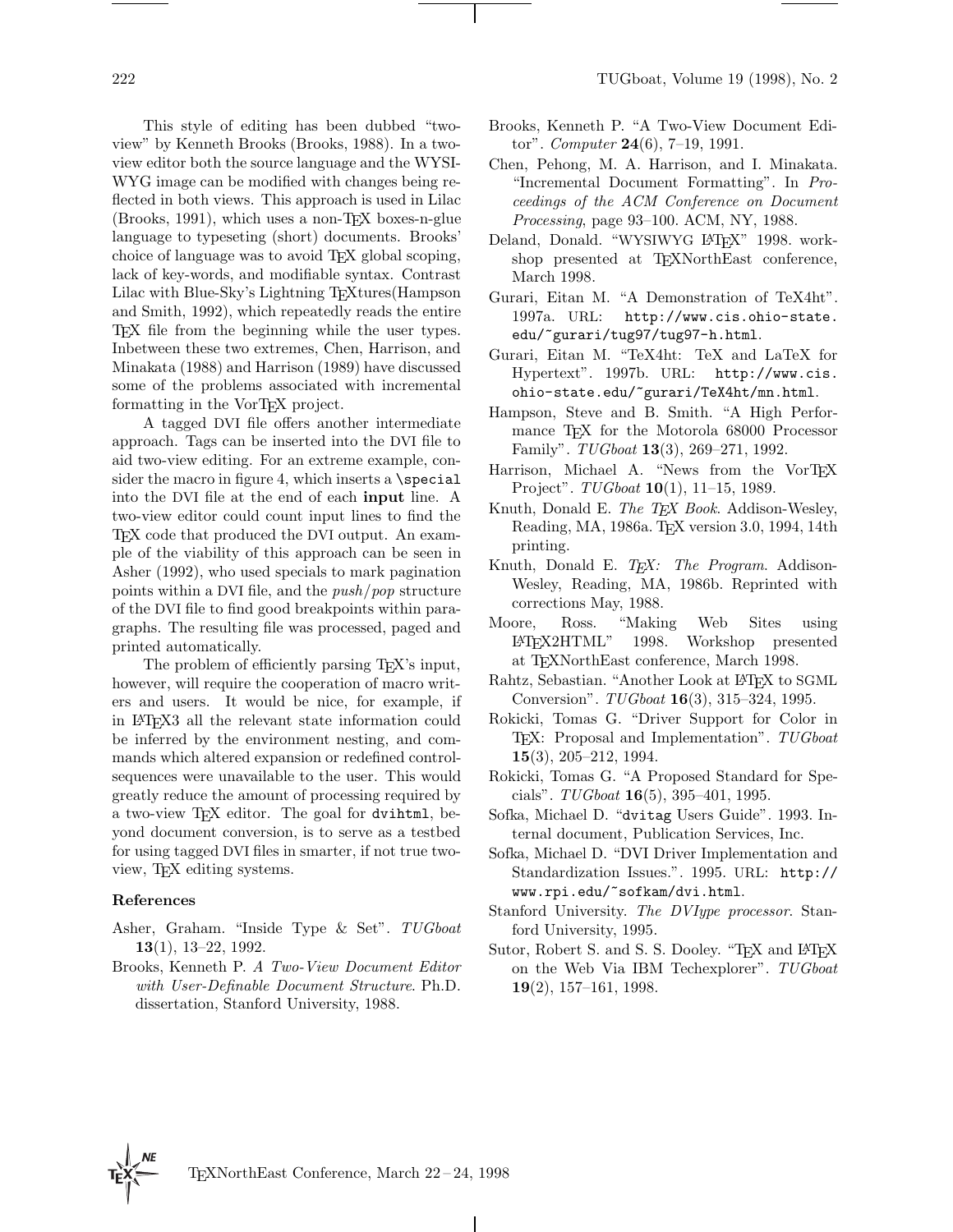This style of editing has been dubbed "two-view" by Kenneth Brooks (Brooks, 1988). In a two-view editor both the source language and the WYSIWYG image can be modified with changes being reflected in both views. This approach is used in Lilac (Brooks, 1991), which uses a non-TEX boxes-n-glue language to typeseting (short) documents. Brooks' choice of language was to avoid TEX global scoping, lack of key-words, and modifiable syntax. Contrast Lilac with Blue-Sky's Lightning TEXtures(Hampson and Smith, 1992), which repeatedly reads the entire TEX file from the beginning while the user types. Inbetween these two extremes, Chen, Harrison, and Minakata (1988) and Harrison (1989) have discussed some of the problems associated with incremental formatting in the VorTEX project.

A tagged DVI file offers another intermediate approach. Tags can be inserted into the DVI file to aid two-view editing. For an extreme example, consider the macro in figure 4, which inserts a `\special` into the DVI file at the end of each **input** line. A two-view editor could count input lines to find the TEX code that produced the DVI output. An example of the viability of this approach can be seen in Asher (1992), who used specials to mark pagination points within a DVI file, and the *push*/*pop* structure of the DVI file to find good breakpoints within paragraphs. The resulting file was processed, paged and printed automatically.

The problem of efficiently parsing TEX's input, however, will require the cooperation of macro writers and users. It would be nice, for example, if in LATEX3 all the relevant state information could be inferred by the environment nesting, and commands which altered expansion or redefined control-sequences were unavailable to the user. This would greatly reduce the amount of processing required by a two-view TEX editor. The goal for `dvihtml`, beyond document conversion, is to serve as a testbed for using tagged DVI files in smarter, if not true two-view, TEX editing systems.

### References

Asher, Graham. "Inside Type & Set". *TUGboat* **13**(1), 13–22, 1992.

Brooks, Kenneth P. *A Two-View Document Editor with User-Definable Document Structure*. Ph.D. dissertation, Stanford University, 1988.

Brooks, Kenneth P. "A Two-View Document Editor". *Computer* **24**(6), 7–19, 1991.

Chen, Pehong, M. A. Harrison, and I. Minakata. "Incremental Document Formatting". In *Proceedings of the ACM Conference on Document Processing*, page 93–100. ACM, NY, 1988.

Deland, Donald. "WYSIWYG LATEX" 1998. workshop presented at TEXNorthEast conference, March 1998.

Gurari, Eitan M. "A Demonstration of TeX4ht". 1997a. URL: `http://www.cis.ohio-state.edu/~gurari/tug97/tug97-h.html`.

Gurari, Eitan M. "TeX4ht: TeX and LaTeX for Hypertext". 1997b. URL: `http://www.cis.ohio-state.edu/~gurari/TeX4ht/mn.html`.

Hampson, Steve and B. Smith. "A High Performance TEX for the Motorola 68000 Processor Family". *TUGboat* **13**(3), 269–271, 1992.

Harrison, Michael A. "News from the VorTEX Project". *TUGboat* **10**(1), 11–15, 1989.

Knuth, Donald E. *The TEX Book*. Addison-Wesley, Reading, MA, 1986a. TEX version 3.0, 1994, 14th printing.

Knuth, Donald E. *TEX: The Program*. Addison-Wesley, Reading, MA, 1986b. Reprinted with corrections May, 1988.

Moore, Ross. "Making Web Sites using LATEX2HTML" 1998. Workshop presented at TEXNorthEast conference, March 1998.

Rahtz, Sebastian. "Another Look at LATEX to SGML Conversion". *TUGboat* **16**(3), 315–324, 1995.

Rokicki, Tomas G. "Driver Support for Color in TEX: Proposal and Implementation". *TUGboat* **15**(3), 205–212, 1994.

Rokicki, Tomas G. "A Proposed Standard for Specials". *TUGboat* **16**(5), 395–401, 1995.

Sofka, Michael D. "`dvitag` Users Guide". 1993. Internal document, Publication Services, Inc.

Sofka, Michael D. "DVI Driver Implementation and Standardization Issues.". 1995. URL: `http://www.rpi.edu/~sofkam/dvi.html`.

Stanford University. *The DVIype processor*. Stanford University, 1995.

Sutor, Robert S. and S. S. Dooley. "TEX and LATEX on the Web Via IBM Techexplorer". *TUGboat* **19**(2), 157–161, 1998.